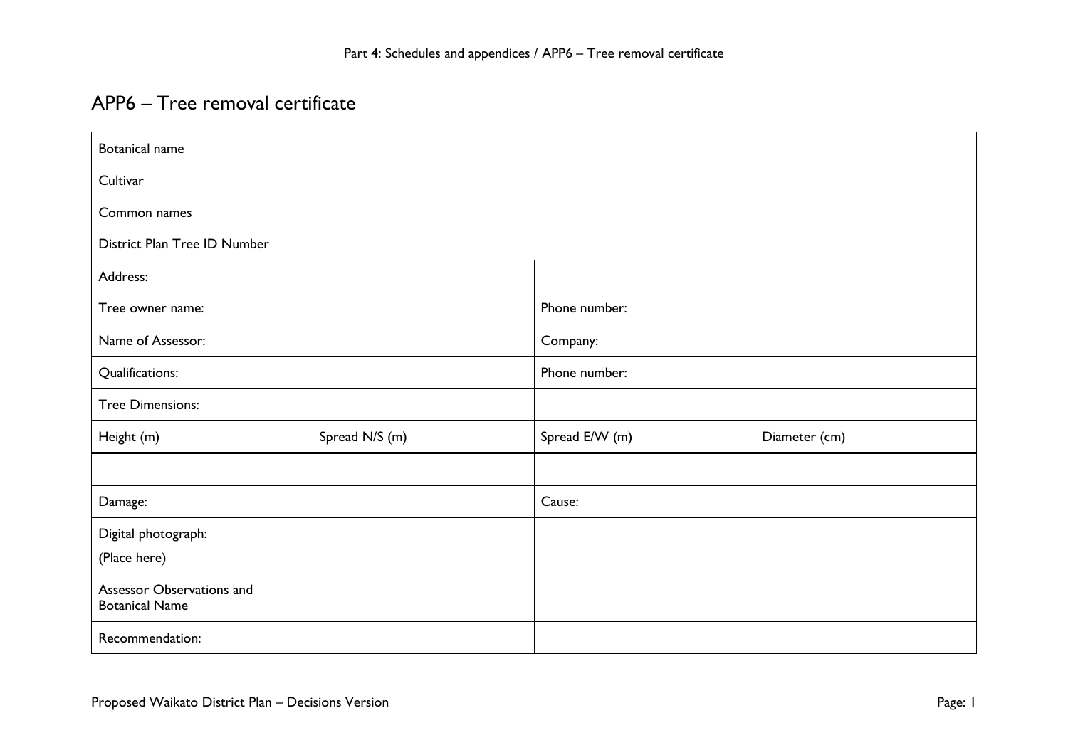# APP6 – Tree removal certificate

| | | | |
|---|---|---|---|
| Botanical name | | | |
| Cultivar | | | |
| Common names | | | |
| District Plan Tree ID Number | | | |
| Address: | | | |
| Tree owner name: | | Phone number: | |
| Name of Assessor: | | Company: | |
| Qualifications: | | Phone number: | |
| Tree Dimensions: | | | |
| Height (m) | Spread N/S (m) | Spread E/W (m) | Diameter (cm) |
| | | | |
| Damage: | | Cause: | |
| Digital photograph:<br>(Place here) | | | |
| Assessor Observations and Botanical Name | | | |
| Recommendation: | | | |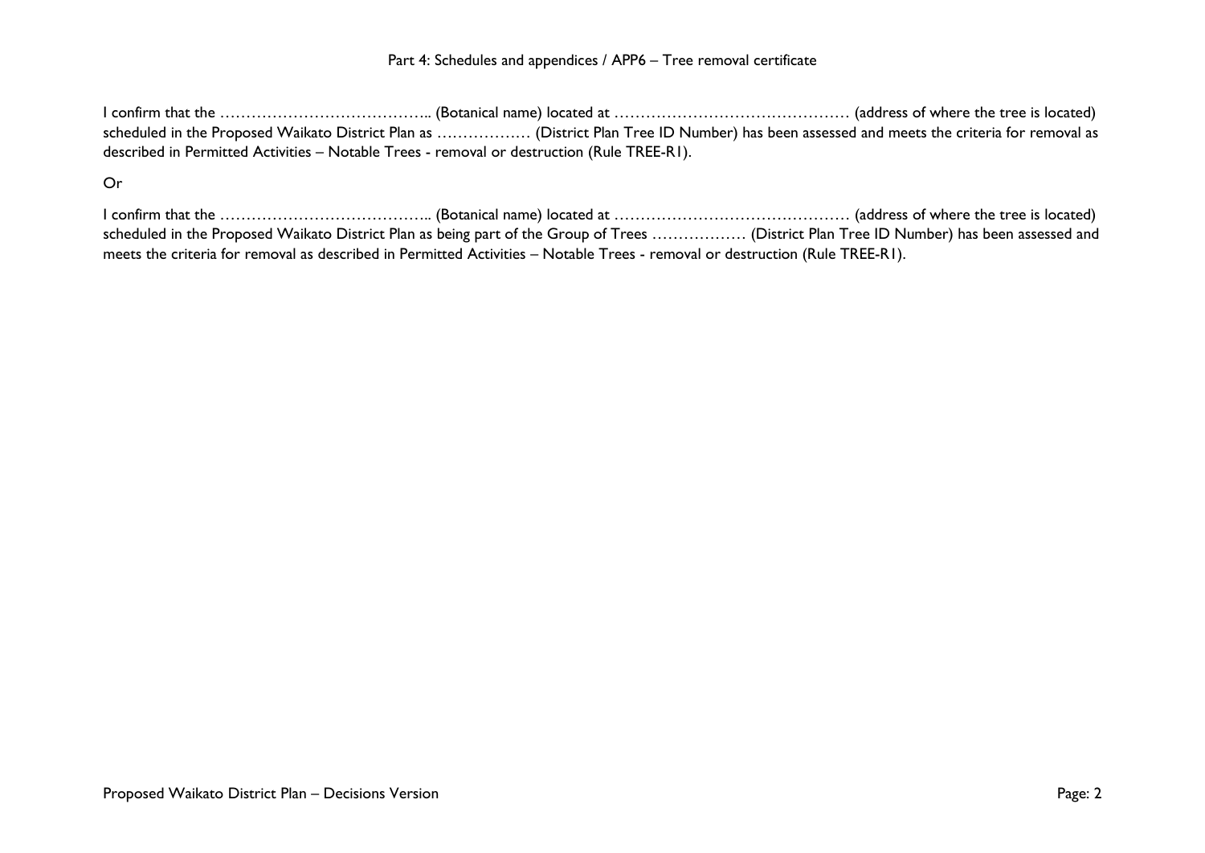I confirm that the ………………………………….. (Botanical name) located at ……………………………………… (address of where the tree is located) scheduled in the Proposed Waikato District Plan as …………….. (District Plan Tree ID Number) has been assessed and meets the criteria for removal as described in Permitted Activities – Notable Trees - removal or destruction (Rule TREE-R1).

Or

I confirm that the ………………………………….. (Botanical name) located at ……………………………………… (address of where the tree is located) scheduled in the Proposed Waikato District Plan as being part of the Group of Trees …………….. (District Plan Tree ID Number) has been assessed and meets the criteria for removal as described in Permitted Activities – Notable Trees - removal or destruction (Rule TREE-R1).